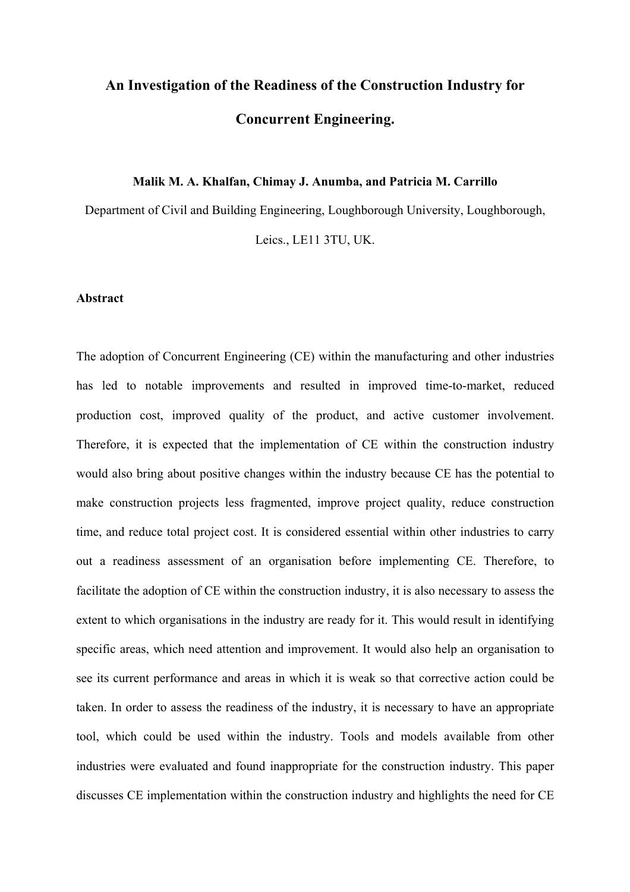# An Investigation of the Readiness of the Construction Industry for Concurrent Engineering.

**Malik M. A. Khalfan, Chimay J. Anumba, and Patricia M. Carrillo**

Department of Civil and Building Engineering, Loughborough University, Loughborough, Leics., LE11 3TU, UK.

**Abstract**

The adoption of Concurrent Engineering (CE) within the manufacturing and other industries has led to notable improvements and resulted in improved time-to-market, reduced production cost, improved quality of the product, and active customer involvement. Therefore, it is expected that the implementation of CE within the construction industry would also bring about positive changes within the industry because CE has the potential to make construction projects less fragmented, improve project quality, reduce construction time, and reduce total project cost. It is considered essential within other industries to carry out a readiness assessment of an organisation before implementing CE. Therefore, to facilitate the adoption of CE within the construction industry, it is also necessary to assess the extent to which organisations in the industry are ready for it. This would result in identifying specific areas, which need attention and improvement. It would also help an organisation to see its current performance and areas in which it is weak so that corrective action could be taken. In order to assess the readiness of the industry, it is necessary to have an appropriate tool, which could be used within the industry. Tools and models available from other industries were evaluated and found inappropriate for the construction industry. This paper discusses CE implementation within the construction industry and highlights the need for CE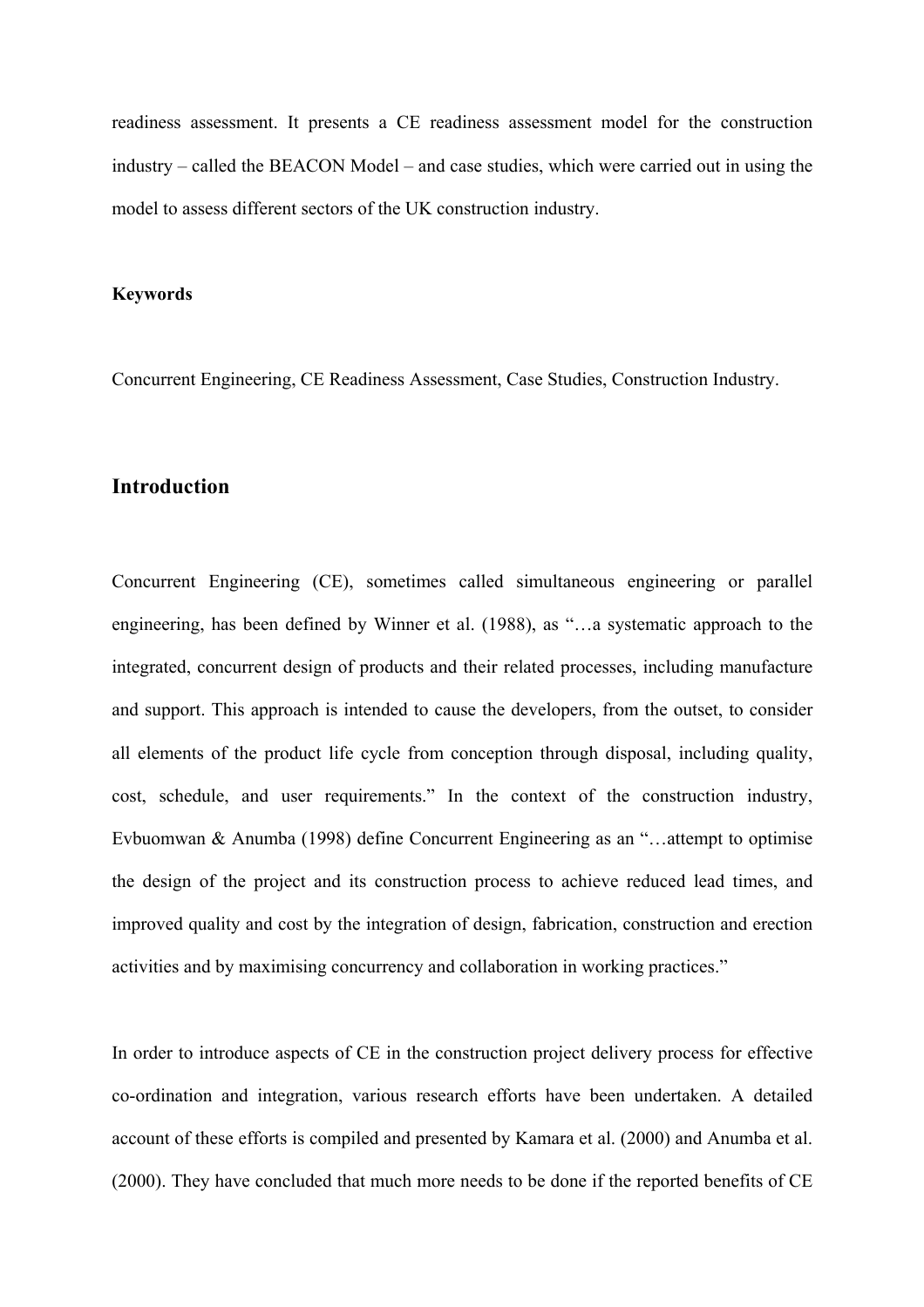readiness assessment. It presents a CE readiness assessment model for the construction industry – called the BEACON Model – and case studies, which were carried out in using the model to assess different sectors of the UK construction industry.

**Keywords**

Concurrent Engineering, CE Readiness Assessment, Case Studies, Construction Industry.

## Introduction

Concurrent Engineering (CE), sometimes called simultaneous engineering or parallel engineering, has been defined by Winner et al. (1988), as "…a systematic approach to the integrated, concurrent design of products and their related processes, including manufacture and support. This approach is intended to cause the developers, from the outset, to consider all elements of the product life cycle from conception through disposal, including quality, cost, schedule, and user requirements." In the context of the construction industry, Evbuomwan & Anumba (1998) define Concurrent Engineering as an "…attempt to optimise the design of the project and its construction process to achieve reduced lead times, and improved quality and cost by the integration of design, fabrication, construction and erection activities and by maximising concurrency and collaboration in working practices."

In order to introduce aspects of CE in the construction project delivery process for effective co-ordination and integration, various research efforts have been undertaken. A detailed account of these efforts is compiled and presented by Kamara et al. (2000) and Anumba et al. (2000). They have concluded that much more needs to be done if the reported benefits of CE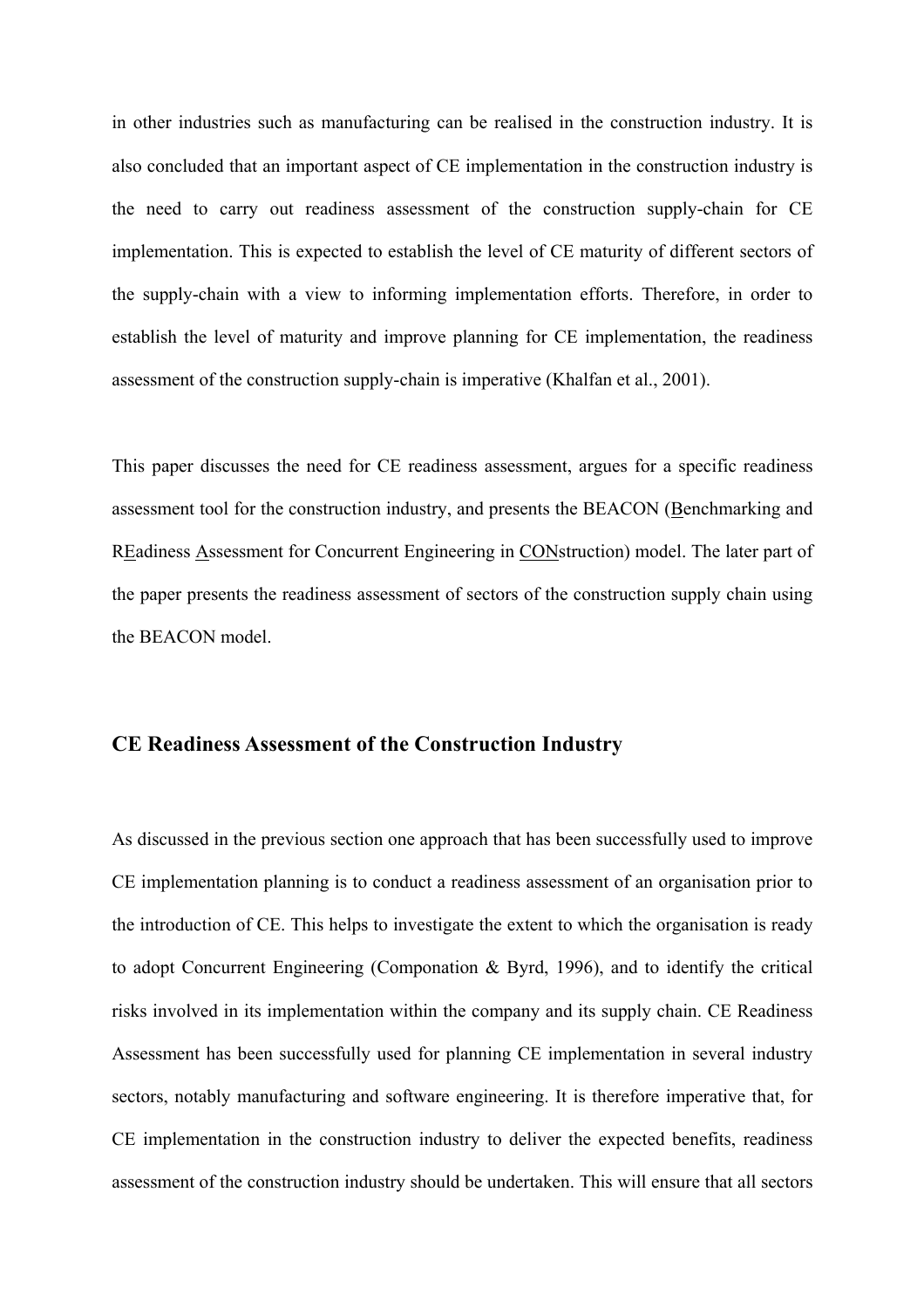in other industries such as manufacturing can be realised in the construction industry. It is also concluded that an important aspect of CE implementation in the construction industry is the need to carry out readiness assessment of the construction supply-chain for CE implementation. This is expected to establish the level of CE maturity of different sectors of the supply-chain with a view to informing implementation efforts. Therefore, in order to establish the level of maturity and improve planning for CE implementation, the readiness assessment of the construction supply-chain is imperative (Khalfan et al., 2001).

This paper discusses the need for CE readiness assessment, argues for a specific readiness assessment tool for the construction industry, and presents the BEACON (Benchmarking and REadiness Assessment for Concurrent Engineering in CONstruction) model. The later part of the paper presents the readiness assessment of sectors of the construction supply chain using the BEACON model.

## CE Readiness Assessment of the Construction Industry

As discussed in the previous section one approach that has been successfully used to improve CE implementation planning is to conduct a readiness assessment of an organisation prior to the introduction of CE. This helps to investigate the extent to which the organisation is ready to adopt Concurrent Engineering (Componation & Byrd, 1996), and to identify the critical risks involved in its implementation within the company and its supply chain. CE Readiness Assessment has been successfully used for planning CE implementation in several industry sectors, notably manufacturing and software engineering. It is therefore imperative that, for CE implementation in the construction industry to deliver the expected benefits, readiness assessment of the construction industry should be undertaken. This will ensure that all sectors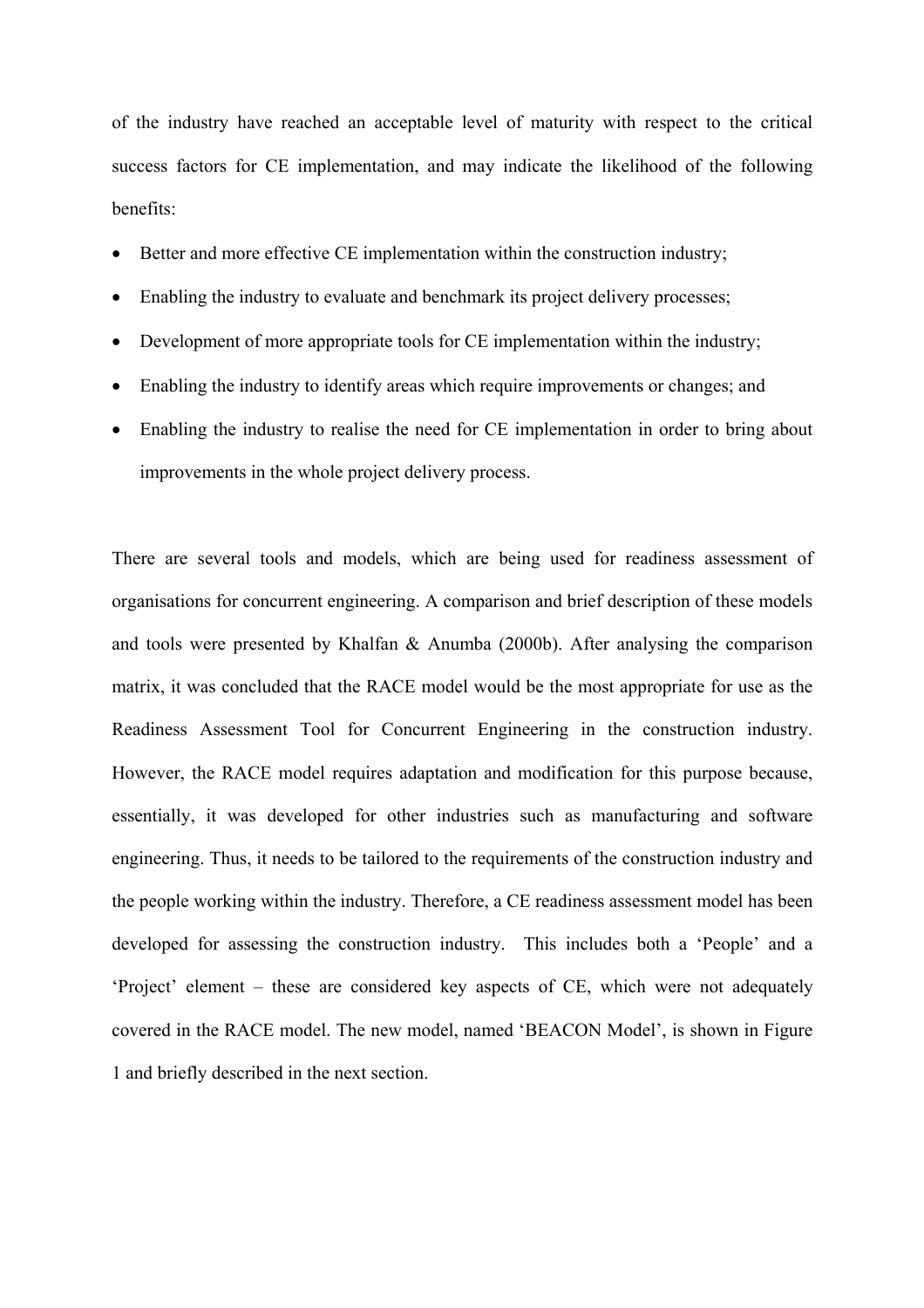of the industry have reached an acceptable level of maturity with respect to the critical success factors for CE implementation, and may indicate the likelihood of the following benefits:

- Better and more effective CE implementation within the construction industry;
- Enabling the industry to evaluate and benchmark its project delivery processes;
- Development of more appropriate tools for CE implementation within the industry;
- Enabling the industry to identify areas which require improvements or changes; and
- Enabling the industry to realise the need for CE implementation in order to bring about improvements in the whole project delivery process.

There are several tools and models, which are being used for readiness assessment of organisations for concurrent engineering. A comparison and brief description of these models and tools were presented by Khalfan & Anumba (2000b). After analysing the comparison matrix, it was concluded that the RACE model would be the most appropriate for use as the Readiness Assessment Tool for Concurrent Engineering in the construction industry. However, the RACE model requires adaptation and modification for this purpose because, essentially, it was developed for other industries such as manufacturing and software engineering. Thus, it needs to be tailored to the requirements of the construction industry and the people working within the industry. Therefore, a CE readiness assessment model has been developed for assessing the construction industry. This includes both a 'People' and a 'Project' element – these are considered key aspects of CE, which were not adequately covered in the RACE model. The new model, named 'BEACON Model', is shown in Figure 1 and briefly described in the next section.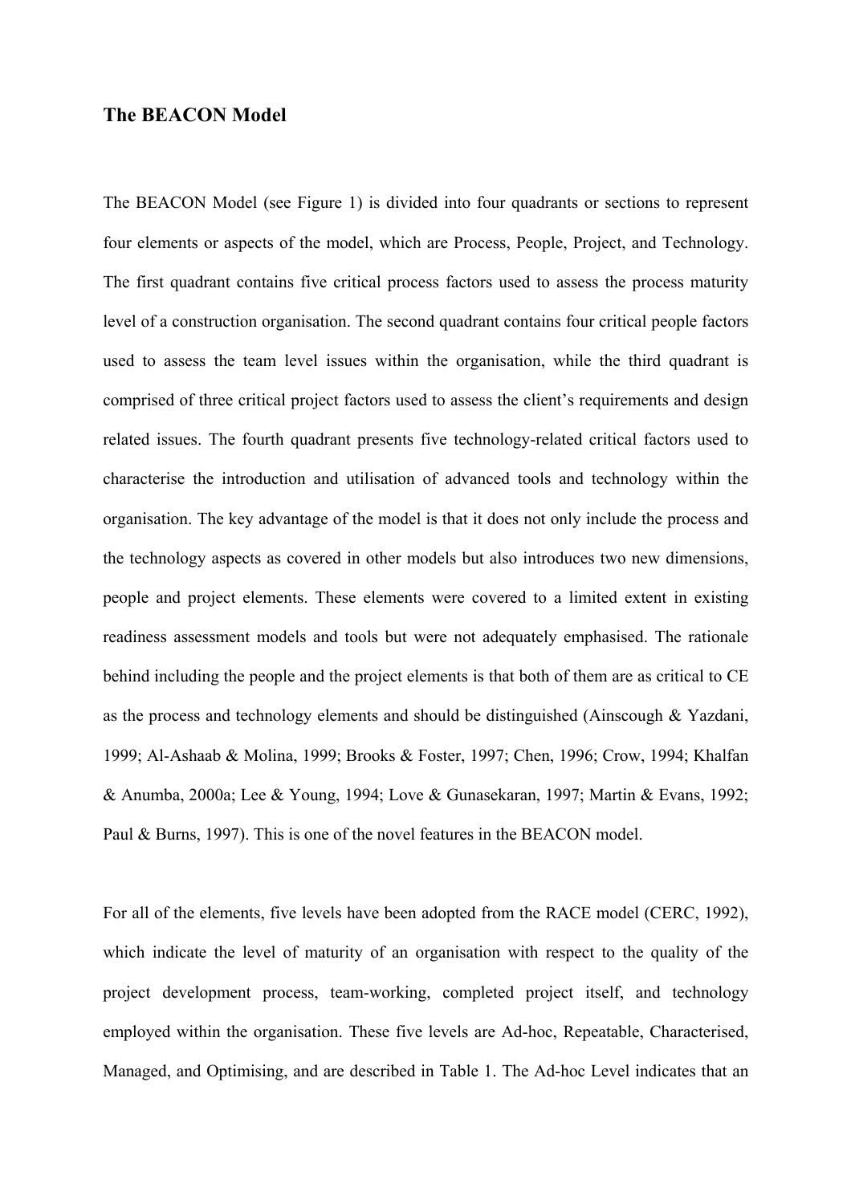## The BEACON Model

The BEACON Model (see Figure 1) is divided into four quadrants or sections to represent four elements or aspects of the model, which are Process, People, Project, and Technology. The first quadrant contains five critical process factors used to assess the process maturity level of a construction organisation. The second quadrant contains four critical people factors used to assess the team level issues within the organisation, while the third quadrant is comprised of three critical project factors used to assess the client's requirements and design related issues. The fourth quadrant presents five technology-related critical factors used to characterise the introduction and utilisation of advanced tools and technology within the organisation. The key advantage of the model is that it does not only include the process and the technology aspects as covered in other models but also introduces two new dimensions, people and project elements. These elements were covered to a limited extent in existing readiness assessment models and tools but were not adequately emphasised. The rationale behind including the people and the project elements is that both of them are as critical to CE as the process and technology elements and should be distinguished (Ainscough & Yazdani, 1999; Al-Ashaab & Molina, 1999; Brooks & Foster, 1997; Chen, 1996; Crow, 1994; Khalfan & Anumba, 2000a; Lee & Young, 1994; Love & Gunasekaran, 1997; Martin & Evans, 1992; Paul & Burns, 1997). This is one of the novel features in the BEACON model.

For all of the elements, five levels have been adopted from the RACE model (CERC, 1992), which indicate the level of maturity of an organisation with respect to the quality of the project development process, team-working, completed project itself, and technology employed within the organisation. These five levels are Ad-hoc, Repeatable, Characterised, Managed, and Optimising, and are described in Table 1. The Ad-hoc Level indicates that an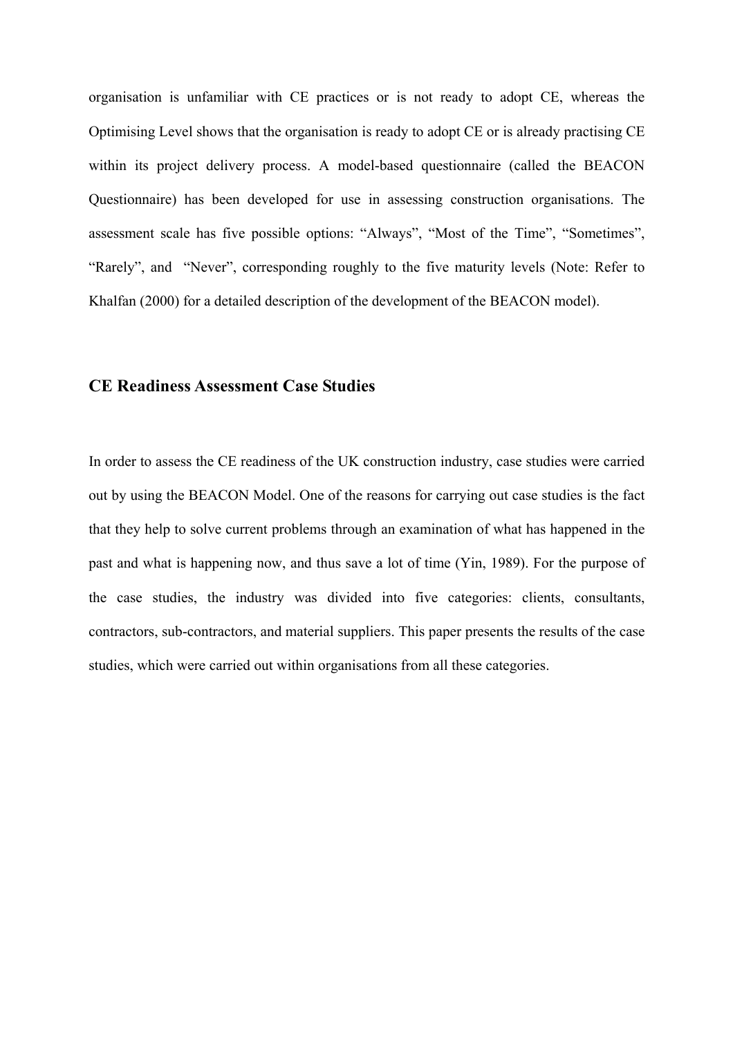organisation is unfamiliar with CE practices or is not ready to adopt CE, whereas the Optimising Level shows that the organisation is ready to adopt CE or is already practising CE within its project delivery process. A model-based questionnaire (called the BEACON Questionnaire) has been developed for use in assessing construction organisations. The assessment scale has five possible options: "Always", "Most of the Time", "Sometimes", "Rarely", and "Never", corresponding roughly to the five maturity levels (Note: Refer to Khalfan (2000) for a detailed description of the development of the BEACON model).

## CE Readiness Assessment Case Studies

In order to assess the CE readiness of the UK construction industry, case studies were carried out by using the BEACON Model. One of the reasons for carrying out case studies is the fact that they help to solve current problems through an examination of what has happened in the past and what is happening now, and thus save a lot of time (Yin, 1989). For the purpose of the case studies, the industry was divided into five categories: clients, consultants, contractors, sub-contractors, and material suppliers. This paper presents the results of the case studies, which were carried out within organisations from all these categories.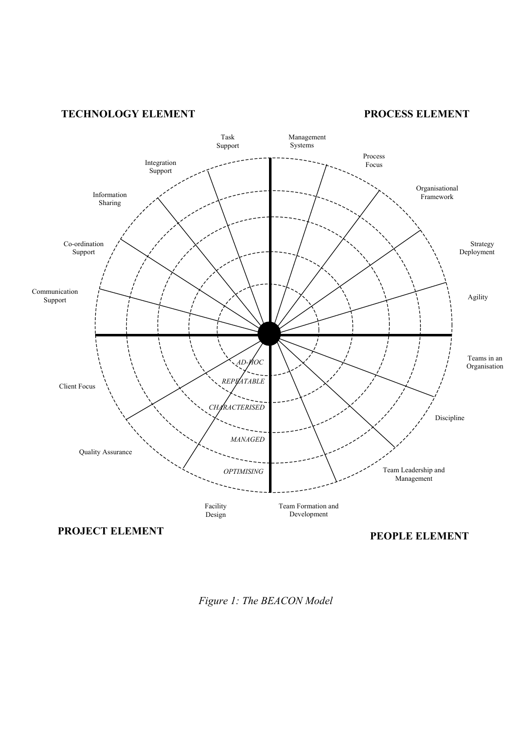**TECHNOLOGY ELEMENT**

**PROCESS ELEMENT**

Task Support

Management Systems

Integration Support

Process Focus

Information Sharing

Organisational Framework

Co-ordination Support

Strategy Deployment

Communication Support

Agility

Teams in an Organisation

*AD-HOC*

*REPEATABLE*

*CHARACTERISED*

*MANAGED*

*OPTIMISING*

Client Focus

Discipline

Quality Assurance

Team Leadership and Management

Facility Design

Team Formation and Development

**PROJECT ELEMENT**

**PEOPLE ELEMENT**

*Figure 1: The BEACON Model*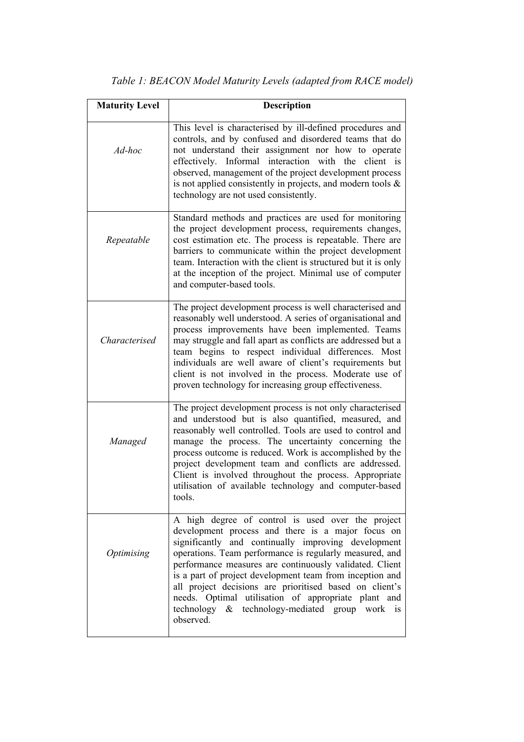*Table 1: BEACON Model Maturity Levels (adapted from RACE model)*

| Maturity Level | Description |
|---|---|
| *Ad-hoc* | This level is characterised by ill-defined procedures and controls, and by confused and disordered teams that do not understand their assignment nor how to operate effectively. Informal interaction with the client is observed, management of the project development process is not applied consistently in projects, and modern tools & technology are not used consistently. |
| *Repeatable* | Standard methods and practices are used for monitoring the project development process, requirements changes, cost estimation etc. The process is repeatable. There are barriers to communicate within the project development team. Interaction with the client is structured but it is only at the inception of the project. Minimal use of computer and computer-based tools. |
| *Characterised* | The project development process is well characterised and reasonably well understood. A series of organisational and process improvements have been implemented. Teams may struggle and fall apart as conflicts are addressed but a team begins to respect individual differences. Most individuals are well aware of client's requirements but client is not involved in the process. Moderate use of proven technology for increasing group effectiveness. |
| *Managed* | The project development process is not only characterised and understood but is also quantified, measured, and reasonably well controlled. Tools are used to control and manage the process. The uncertainty concerning the process outcome is reduced. Work is accomplished by the project development team and conflicts are addressed. Client is involved throughout the process. Appropriate utilisation of available technology and computer-based tools. |
| *Optimising* | A high degree of control is used over the project development process and there is a major focus on significantly and continually improving development operations. Team performance is regularly measured, and performance measures are continuously validated. Client is a part of project development team from inception and all project decisions are prioritised based on client's needs. Optimal utilisation of appropriate plant and technology & technology-mediated group work is observed. |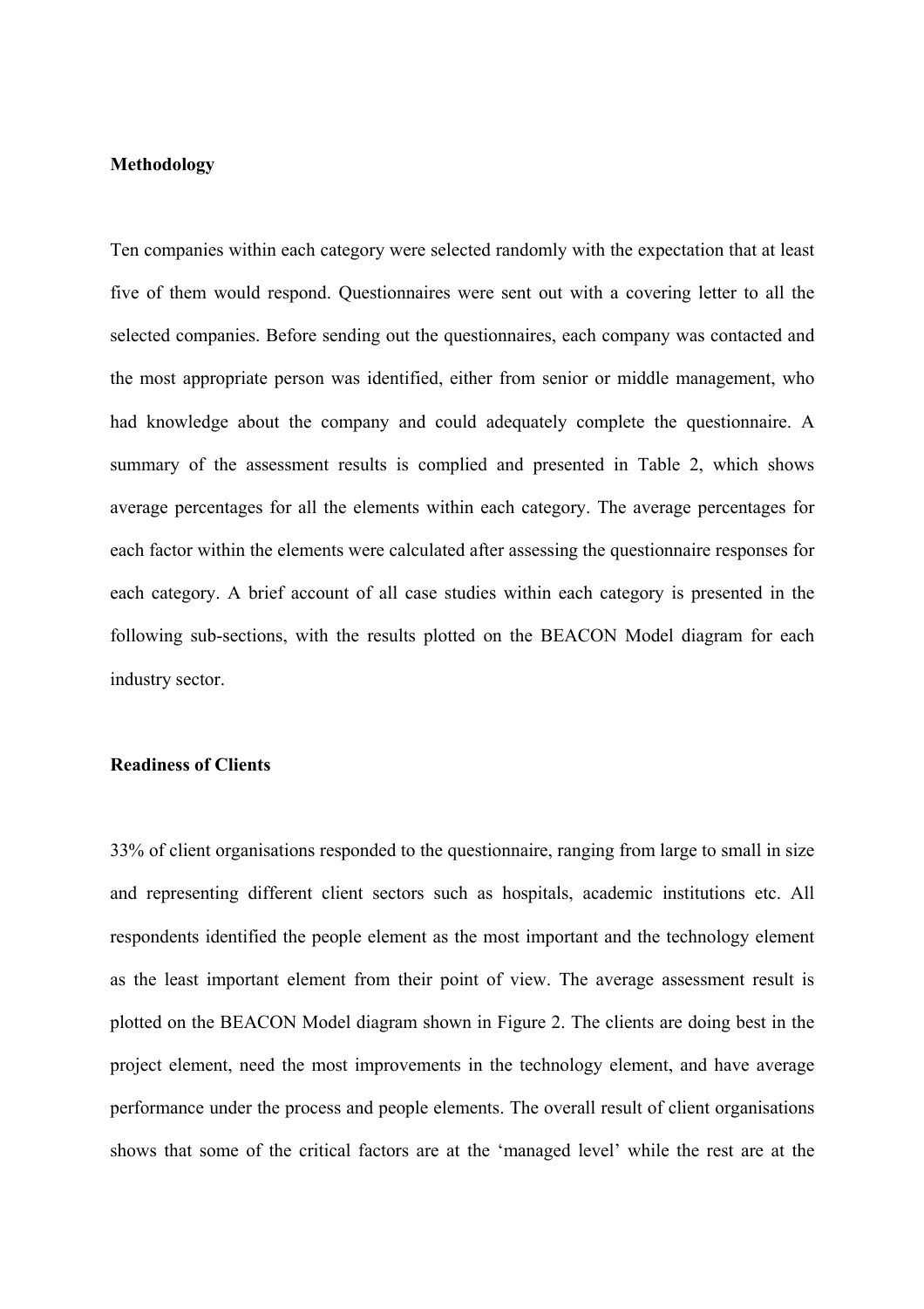**Methodology**

Ten companies within each category were selected randomly with the expectation that at least five of them would respond. Questionnaires were sent out with a covering letter to all the selected companies. Before sending out the questionnaires, each company was contacted and the most appropriate person was identified, either from senior or middle management, who had knowledge about the company and could adequately complete the questionnaire. A summary of the assessment results is complied and presented in Table 2, which shows average percentages for all the elements within each category. The average percentages for each factor within the elements were calculated after assessing the questionnaire responses for each category. A brief account of all case studies within each category is presented in the following sub-sections, with the results plotted on the BEACON Model diagram for each industry sector.

**Readiness of Clients**

33% of client organisations responded to the questionnaire, ranging from large to small in size and representing different client sectors such as hospitals, academic institutions etc. All respondents identified the people element as the most important and the technology element as the least important element from their point of view. The average assessment result is plotted on the BEACON Model diagram shown in Figure 2. The clients are doing best in the project element, need the most improvements in the technology element, and have average performance under the process and people elements. The overall result of client organisations shows that some of the critical factors are at the 'managed level' while the rest are at the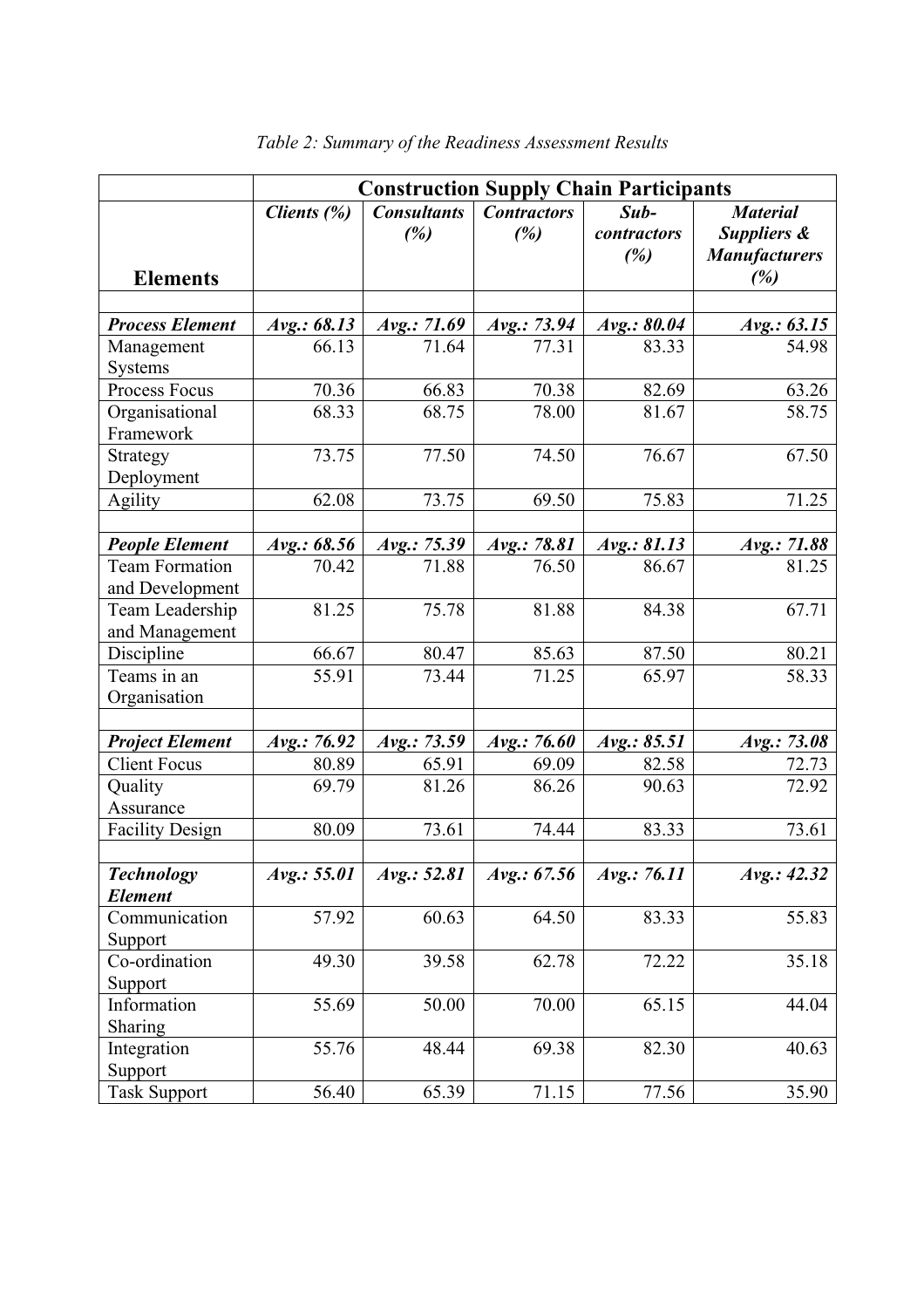*Table 2: Summary of the Readiness Assessment Results*

| | **Construction Supply Chain Participants** | | | | |
|---|---|---|---|---|---|
| **Elements** | ***Clients (%)*** | ***Consultants (%)*** | ***Contractors (%)*** | ***Sub-contractors (%)*** | ***Material Suppliers & Manufacturers (%)*** |
| | | | | | |
| ***Process Element*** | ***Avg.: 68.13*** | ***Avg.: 71.69*** | ***Avg.: 73.94*** | ***Avg.: 80.04*** | ***Avg.: 63.15*** |
| Management Systems | 66.13 | 71.64 | 77.31 | 83.33 | 54.98 |
| Process Focus | 70.36 | 66.83 | 70.38 | 82.69 | 63.26 |
| Organisational Framework | 68.33 | 68.75 | 78.00 | 81.67 | 58.75 |
| Strategy Deployment | 73.75 | 77.50 | 74.50 | 76.67 | 67.50 |
| Agility | 62.08 | 73.75 | 69.50 | 75.83 | 71.25 |
| | | | | | |
| ***People Element*** | ***Avg.: 68.56*** | ***Avg.: 75.39*** | ***Avg.: 78.81*** | ***Avg.: 81.13*** | ***Avg.: 71.88*** |
| Team Formation and Development | 70.42 | 71.88 | 76.50 | 86.67 | 81.25 |
| Team Leadership and Management | 81.25 | 75.78 | 81.88 | 84.38 | 67.71 |
| Discipline | 66.67 | 80.47 | 85.63 | 87.50 | 80.21 |
| Teams in an Organisation | 55.91 | 73.44 | 71.25 | 65.97 | 58.33 |
| | | | | | |
| ***Project Element*** | ***Avg.: 76.92*** | ***Avg.: 73.59*** | ***Avg.: 76.60*** | ***Avg.: 85.51*** | ***Avg.: 73.08*** |
| Client Focus | 80.89 | 65.91 | 69.09 | 82.58 | 72.73 |
| Quality Assurance | 69.79 | 81.26 | 86.26 | 90.63 | 72.92 |
| Facility Design | 80.09 | 73.61 | 74.44 | 83.33 | 73.61 |
| | | | | | |
| ***Technology Element*** | ***Avg.: 55.01*** | ***Avg.: 52.81*** | ***Avg.: 67.56*** | ***Avg.: 76.11*** | ***Avg.: 42.32*** |
| Communication Support | 57.92 | 60.63 | 64.50 | 83.33 | 55.83 |
| Co-ordination Support | 49.30 | 39.58 | 62.78 | 72.22 | 35.18 |
| Information Sharing | 55.69 | 50.00 | 70.00 | 65.15 | 44.04 |
| Integration Support | 55.76 | 48.44 | 69.38 | 82.30 | 40.63 |
| Task Support | 56.40 | 65.39 | 71.15 | 77.56 | 35.90 |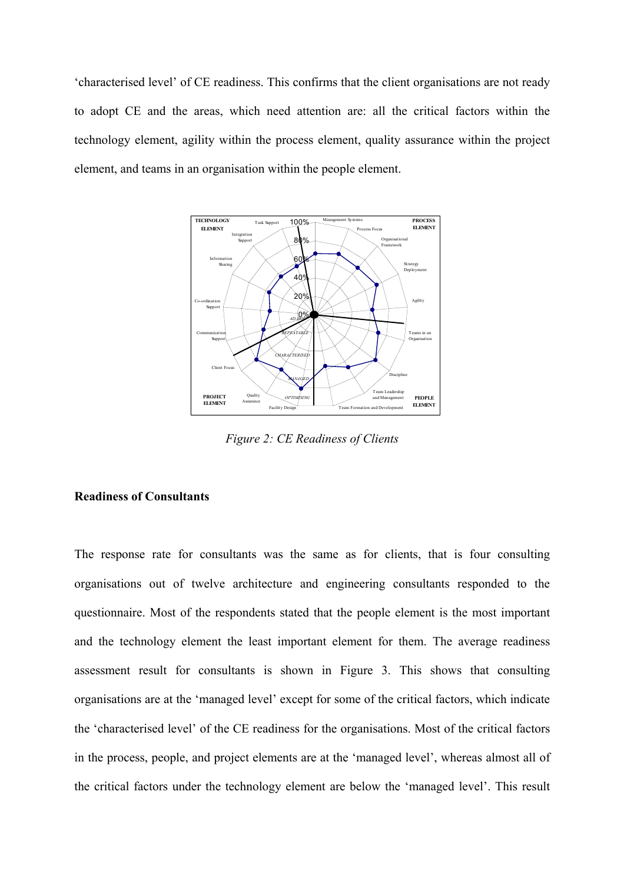'characterised level' of CE readiness. This confirms that the client organisations are not ready to adopt CE and the areas, which need attention are: all the critical factors within the technology element, agility within the process element, quality assurance within the project element, and teams in an organisation within the people element.

*Figure 2: CE Readiness of Clients*

**Readiness of Consultants**

The response rate for consultants was the same as for clients, that is four consulting organisations out of twelve architecture and engineering consultants responded to the questionnaire. Most of the respondents stated that the people element is the most important and the technology element the least important element for them. The average readiness assessment result for consultants is shown in Figure 3. This shows that consulting organisations are at the 'managed level' except for some of the critical factors, which indicate the 'characterised level' of the CE readiness for the organisations. Most of the critical factors in the process, people, and project elements are at the 'managed level', whereas almost all of the critical factors under the technology element are below the 'managed level'. This result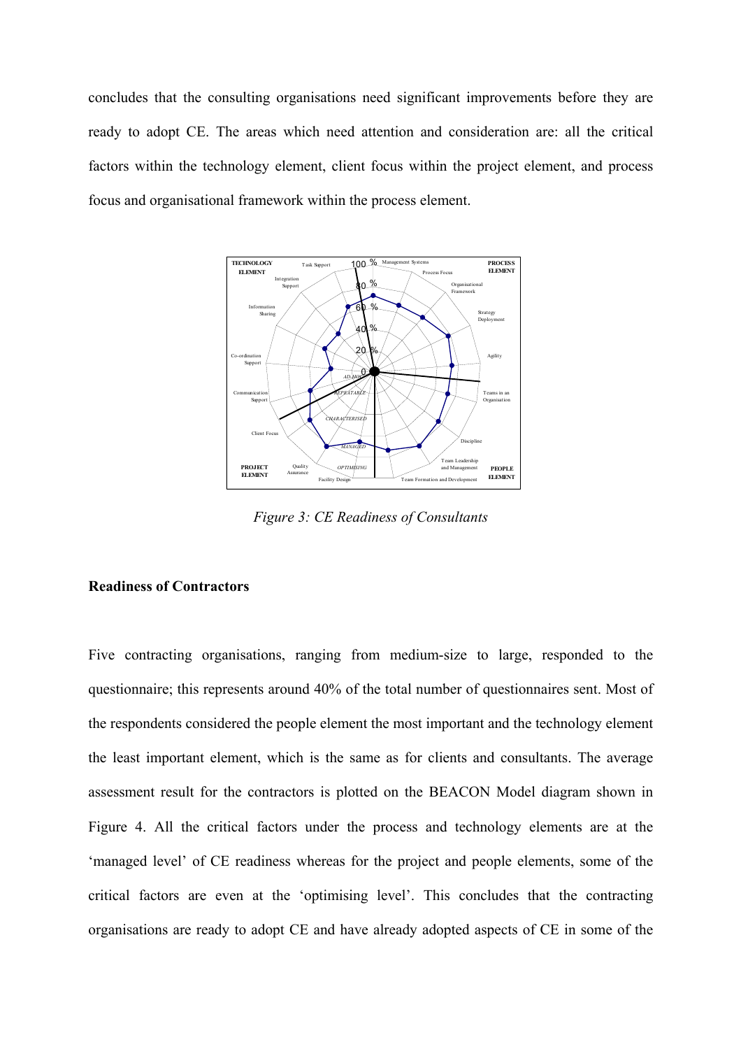concludes that the consulting organisations need significant improvements before they are ready to adopt CE. The areas which need attention and consideration are: all the critical factors within the technology element, client focus within the project element, and process focus and organisational framework within the process element.

*Figure 3: CE Readiness of Consultants*

**Readiness of Contractors**

Five contracting organisations, ranging from medium-size to large, responded to the questionnaire; this represents around 40% of the total number of questionnaires sent. Most of the respondents considered the people element the most important and the technology element the least important element, which is the same as for clients and consultants. The average assessment result for the contractors is plotted on the BEACON Model diagram shown in Figure 4. All the critical factors under the process and technology elements are at the 'managed level' of CE readiness whereas for the project and people elements, some of the critical factors are even at the 'optimising level'. This concludes that the contracting organisations are ready to adopt CE and have already adopted aspects of CE in some of the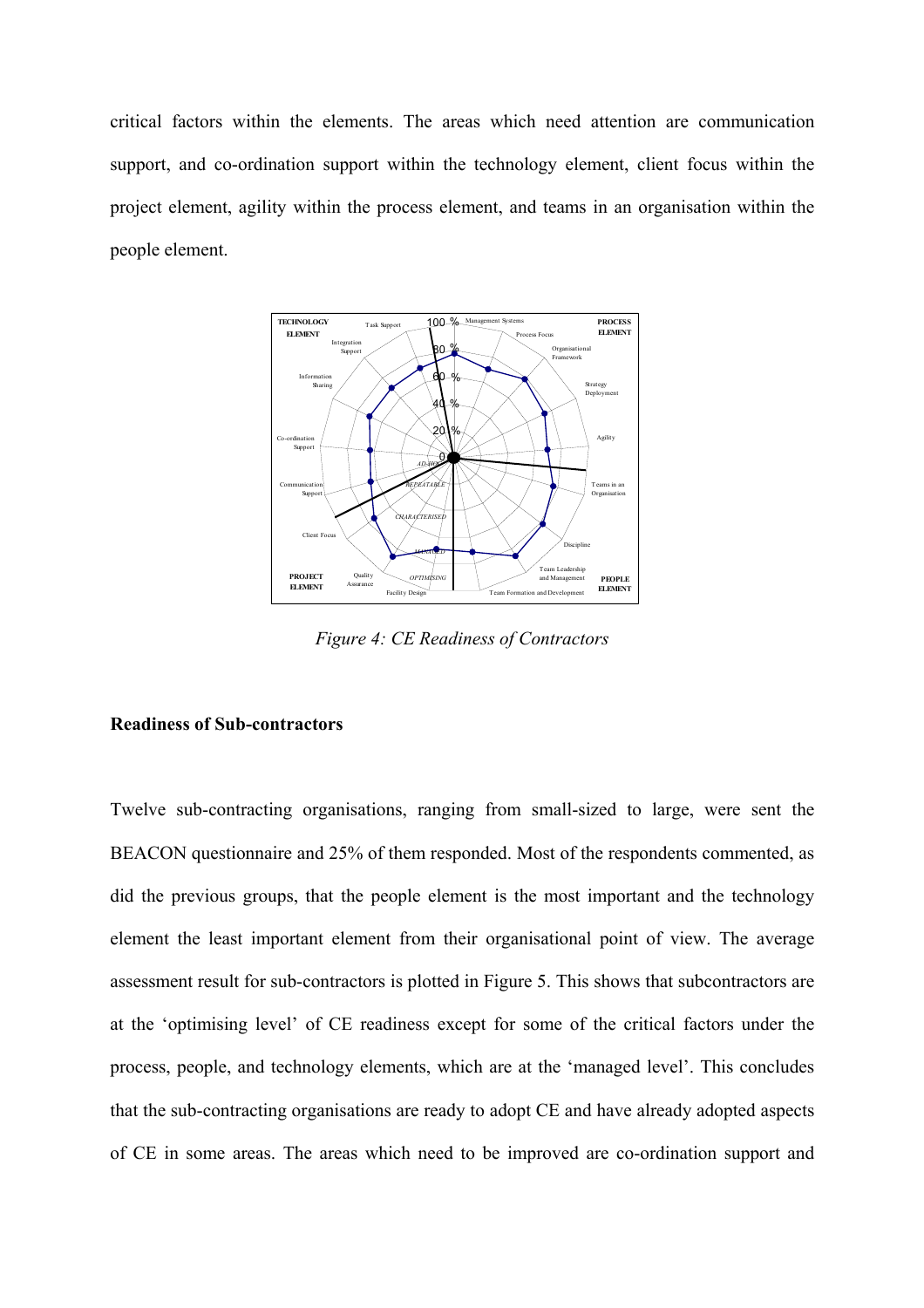critical factors within the elements. The areas which need attention are communication support, and co-ordination support within the technology element, client focus within the project element, agility within the process element, and teams in an organisation within the people element.

*Figure 4: CE Readiness of Contractors*

**Readiness of Sub-contractors**

Twelve sub-contracting organisations, ranging from small-sized to large, were sent the BEACON questionnaire and 25% of them responded. Most of the respondents commented, as did the previous groups, that the people element is the most important and the technology element the least important element from their organisational point of view. The average assessment result for sub-contractors is plotted in Figure 5. This shows that subcontractors are at the 'optimising level' of CE readiness except for some of the critical factors under the process, people, and technology elements, which are at the 'managed level'. This concludes that the sub-contracting organisations are ready to adopt CE and have already adopted aspects of CE in some areas. The areas which need to be improved are co-ordination support and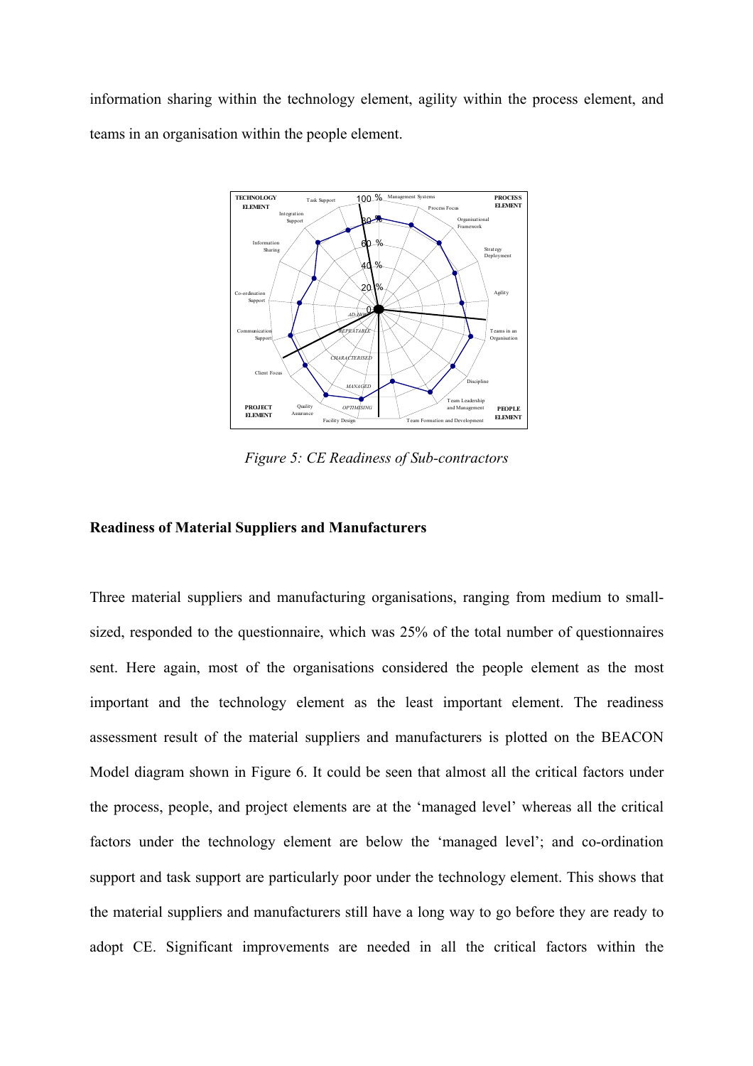information sharing within the technology element, agility within the process element, and teams in an organisation within the people element.

*Figure 5: CE Readiness of Sub-contractors*

**Readiness of Material Suppliers and Manufacturers**

Three material suppliers and manufacturing organisations, ranging from medium to small-sized, responded to the questionnaire, which was 25% of the total number of questionnaires sent. Here again, most of the organisations considered the people element as the most important and the technology element as the least important element. The readiness assessment result of the material suppliers and manufacturers is plotted on the BEACON Model diagram shown in Figure 6. It could be seen that almost all the critical factors under the process, people, and project elements are at the 'managed level' whereas all the critical factors under the technology element are below the 'managed level'; and co-ordination support and task support are particularly poor under the technology element. This shows that the material suppliers and manufacturers still have a long way to go before they are ready to adopt CE. Significant improvements are needed in all the critical factors within the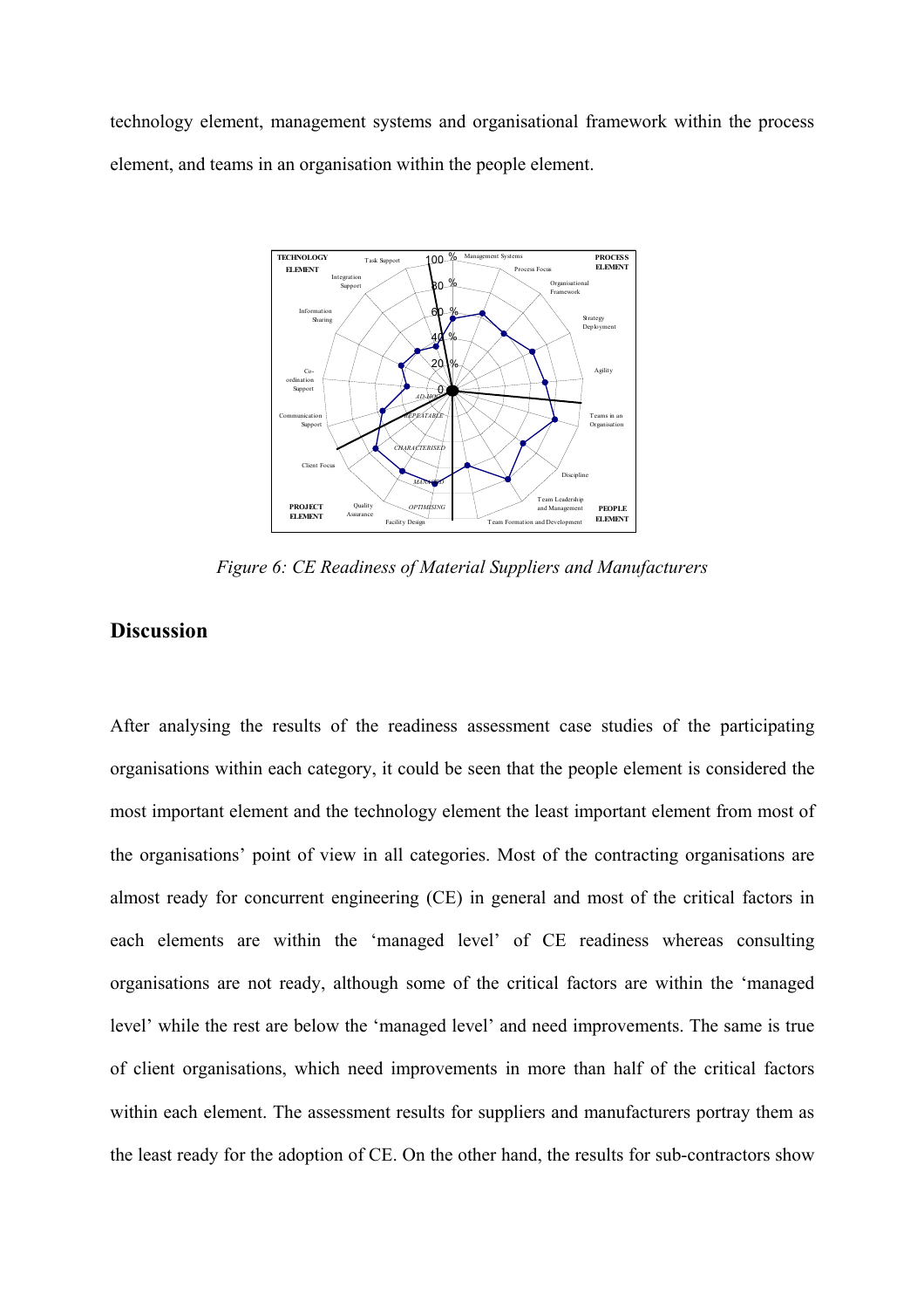technology element, management systems and organisational framework within the process element, and teams in an organisation within the people element.

*Figure 6: CE Readiness of Material Suppliers and Manufacturers*

## Discussion

After analysing the results of the readiness assessment case studies of the participating organisations within each category, it could be seen that the people element is considered the most important element and the technology element the least important element from most of the organisations' point of view in all categories. Most of the contracting organisations are almost ready for concurrent engineering (CE) in general and most of the critical factors in each elements are within the 'managed level' of CE readiness whereas consulting organisations are not ready, although some of the critical factors are within the 'managed level' while the rest are below the 'managed level' and need improvements. The same is true of client organisations, which need improvements in more than half of the critical factors within each element. The assessment results for suppliers and manufacturers portray them as the least ready for the adoption of CE. On the other hand, the results for sub-contractors show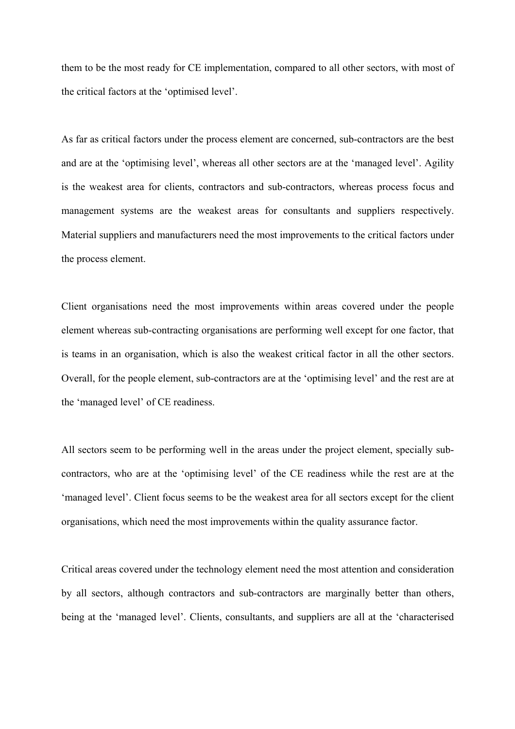them to be the most ready for CE implementation, compared to all other sectors, with most of the critical factors at the 'optimised level'.

As far as critical factors under the process element are concerned, sub-contractors are the best and are at the 'optimising level', whereas all other sectors are at the 'managed level'. Agility is the weakest area for clients, contractors and sub-contractors, whereas process focus and management systems are the weakest areas for consultants and suppliers respectively. Material suppliers and manufacturers need the most improvements to the critical factors under the process element.

Client organisations need the most improvements within areas covered under the people element whereas sub-contracting organisations are performing well except for one factor, that is teams in an organisation, which is also the weakest critical factor in all the other sectors. Overall, for the people element, sub-contractors are at the 'optimising level' and the rest are at the 'managed level' of CE readiness.

All sectors seem to be performing well in the areas under the project element, specially sub-contractors, who are at the 'optimising level' of the CE readiness while the rest are at the 'managed level'. Client focus seems to be the weakest area for all sectors except for the client organisations, which need the most improvements within the quality assurance factor.

Critical areas covered under the technology element need the most attention and consideration by all sectors, although contractors and sub-contractors are marginally better than others, being at the 'managed level'. Clients, consultants, and suppliers are all at the 'characterised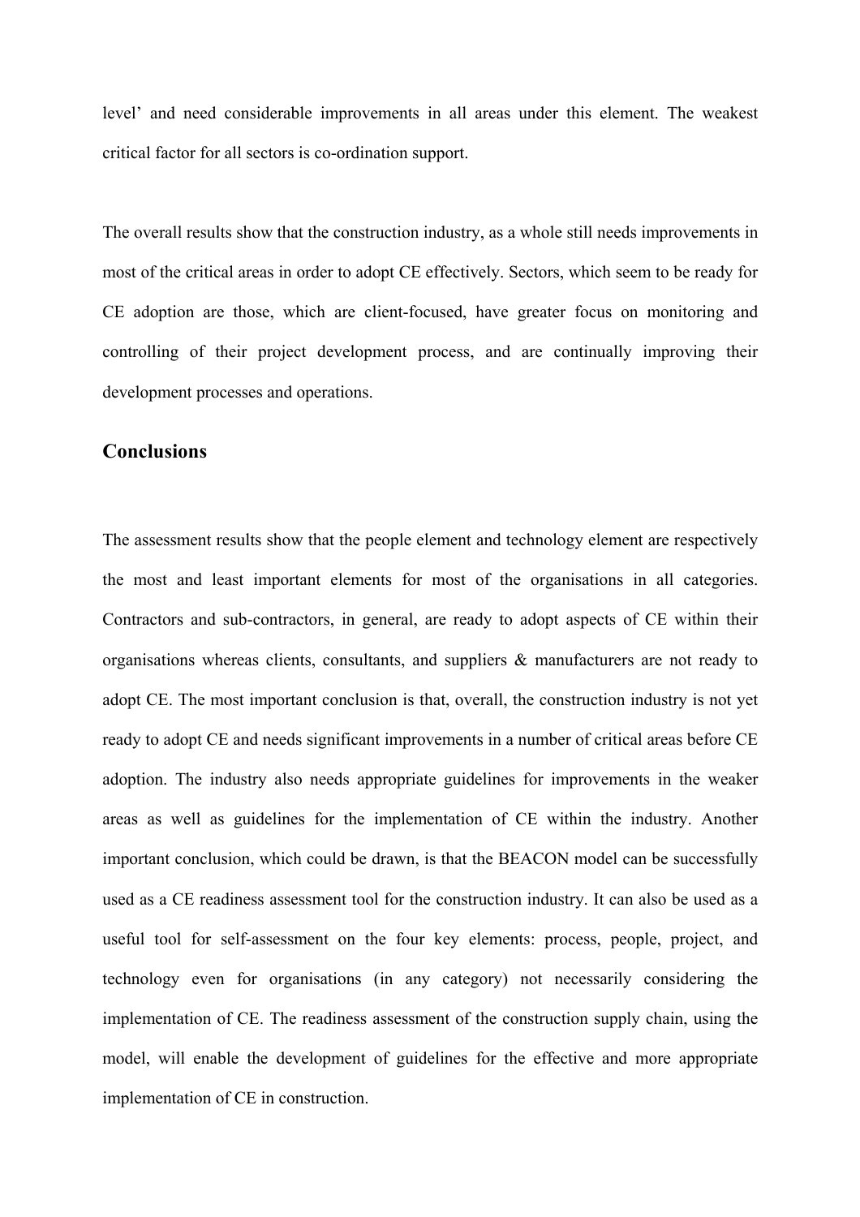level' and need considerable improvements in all areas under this element. The weakest critical factor for all sectors is co-ordination support.

The overall results show that the construction industry, as a whole still needs improvements in most of the critical areas in order to adopt CE effectively. Sectors, which seem to be ready for CE adoption are those, which are client-focused, have greater focus on monitoring and controlling of their project development process, and are continually improving their development processes and operations.

## Conclusions

The assessment results show that the people element and technology element are respectively the most and least important elements for most of the organisations in all categories. Contractors and sub-contractors, in general, are ready to adopt aspects of CE within their organisations whereas clients, consultants, and suppliers & manufacturers are not ready to adopt CE. The most important conclusion is that, overall, the construction industry is not yet ready to adopt CE and needs significant improvements in a number of critical areas before CE adoption. The industry also needs appropriate guidelines for improvements in the weaker areas as well as guidelines for the implementation of CE within the industry. Another important conclusion, which could be drawn, is that the BEACON model can be successfully used as a CE readiness assessment tool for the construction industry. It can also be used as a useful tool for self-assessment on the four key elements: process, people, project, and technology even for organisations (in any category) not necessarily considering the implementation of CE. The readiness assessment of the construction supply chain, using the model, will enable the development of guidelines for the effective and more appropriate implementation of CE in construction.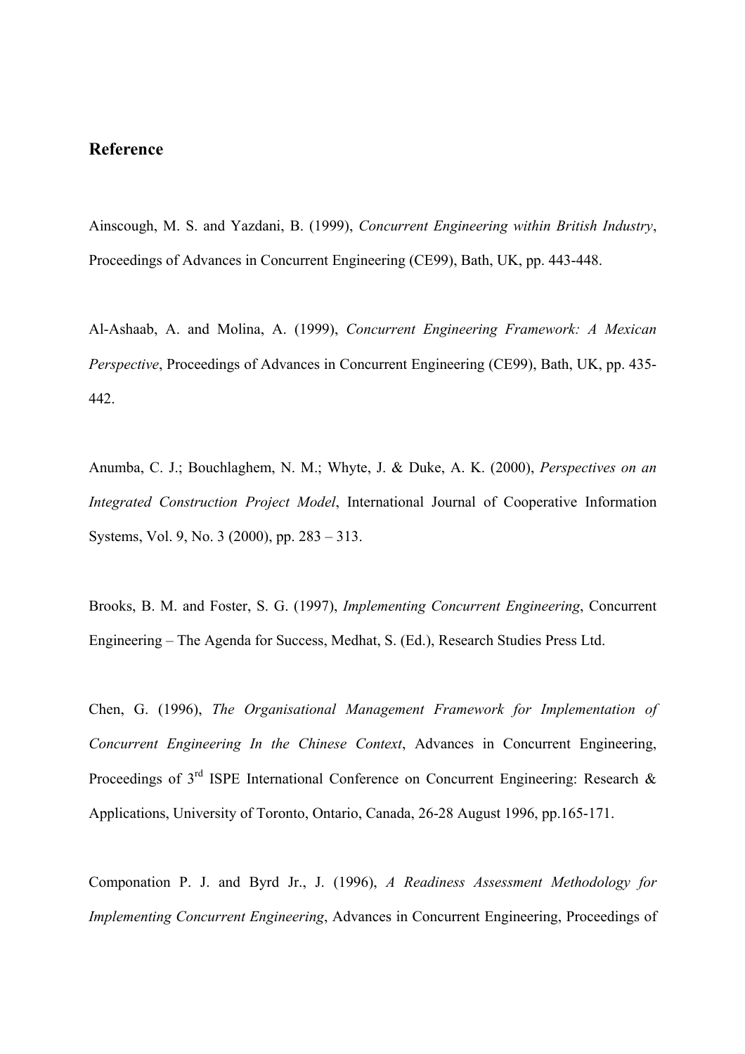## Reference

Ainscough, M. S. and Yazdani, B. (1999), *Concurrent Engineering within British Industry*, Proceedings of Advances in Concurrent Engineering (CE99), Bath, UK, pp. 443-448.

Al-Ashaab, A. and Molina, A. (1999), *Concurrent Engineering Framework: A Mexican Perspective*, Proceedings of Advances in Concurrent Engineering (CE99), Bath, UK, pp. 435-442.

Anumba, C. J.; Bouchlaghem, N. M.; Whyte, J. & Duke, A. K. (2000), *Perspectives on an Integrated Construction Project Model*, International Journal of Cooperative Information Systems, Vol. 9, No. 3 (2000), pp. 283 – 313.

Brooks, B. M. and Foster, S. G. (1997), *Implementing Concurrent Engineering*, Concurrent Engineering – The Agenda for Success, Medhat, S. (Ed.), Research Studies Press Ltd.

Chen, G. (1996), *The Organisational Management Framework for Implementation of Concurrent Engineering In the Chinese Context*, Advances in Concurrent Engineering, Proceedings of 3rd ISPE International Conference on Concurrent Engineering: Research & Applications, University of Toronto, Ontario, Canada, 26-28 August 1996, pp.165-171.

Componation P. J. and Byrd Jr., J. (1996), *A Readiness Assessment Methodology for Implementing Concurrent Engineering*, Advances in Concurrent Engineering, Proceedings of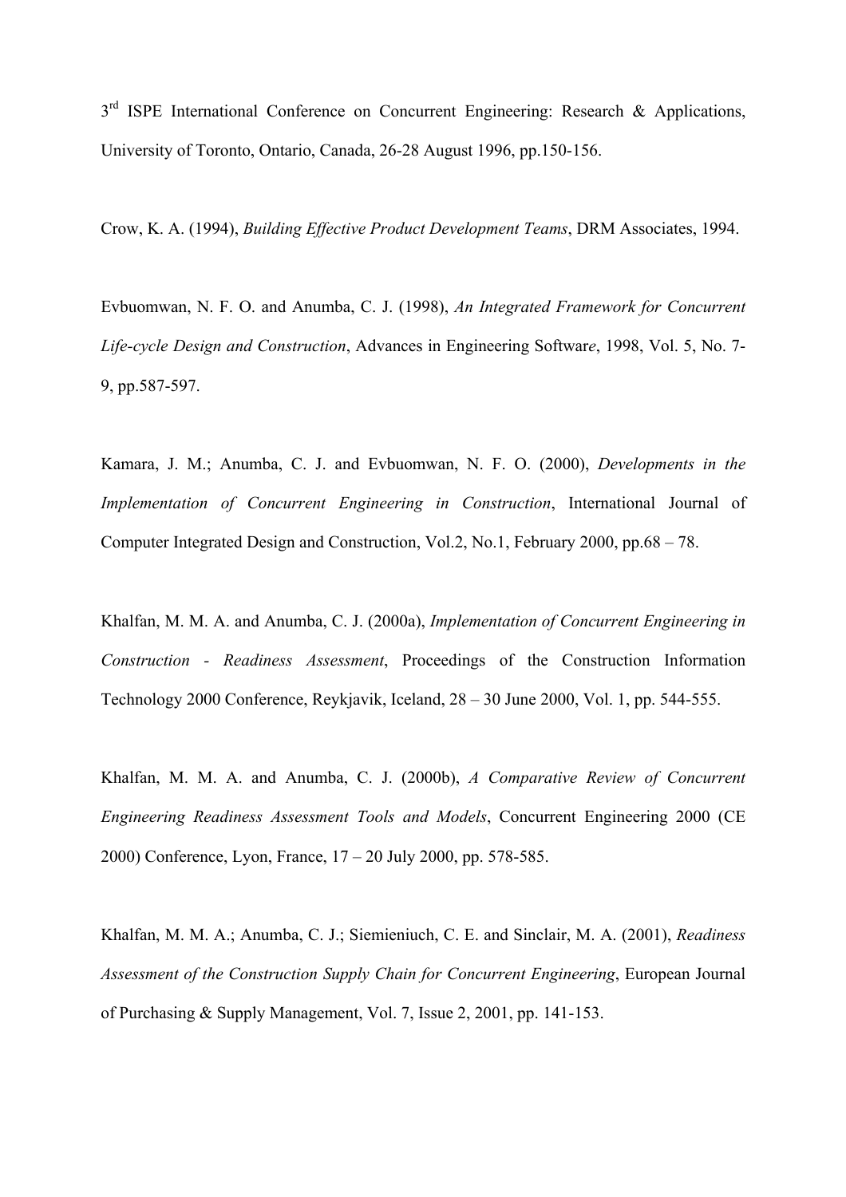3rd ISPE International Conference on Concurrent Engineering: Research & Applications, University of Toronto, Ontario, Canada, 26-28 August 1996, pp.150-156.

Crow, K. A. (1994), *Building Effective Product Development Teams*, DRM Associates, 1994.

Evbuomwan, N. F. O. and Anumba, C. J. (1998), *An Integrated Framework for Concurrent Life-cycle Design and Construction*, Advances in Engineering Software, 1998, Vol. 5, No. 7-9, pp.587-597.

Kamara, J. M.; Anumba, C. J. and Evbuomwan, N. F. O. (2000), *Developments in the Implementation of Concurrent Engineering in Construction*, International Journal of Computer Integrated Design and Construction, Vol.2, No.1, February 2000, pp.68 – 78.

Khalfan, M. M. A. and Anumba, C. J. (2000a), *Implementation of Concurrent Engineering in Construction - Readiness Assessment*, Proceedings of the Construction Information Technology 2000 Conference, Reykjavik, Iceland, 28 – 30 June 2000, Vol. 1, pp. 544-555.

Khalfan, M. M. A. and Anumba, C. J. (2000b), *A Comparative Review of Concurrent Engineering Readiness Assessment Tools and Models*, Concurrent Engineering 2000 (CE 2000) Conference, Lyon, France, 17 – 20 July 2000, pp. 578-585.

Khalfan, M. M. A.; Anumba, C. J.; Siemieniuch, C. E. and Sinclair, M. A. (2001), *Readiness Assessment of the Construction Supply Chain for Concurrent Engineering*, European Journal of Purchasing & Supply Management, Vol. 7, Issue 2, 2001, pp. 141-153.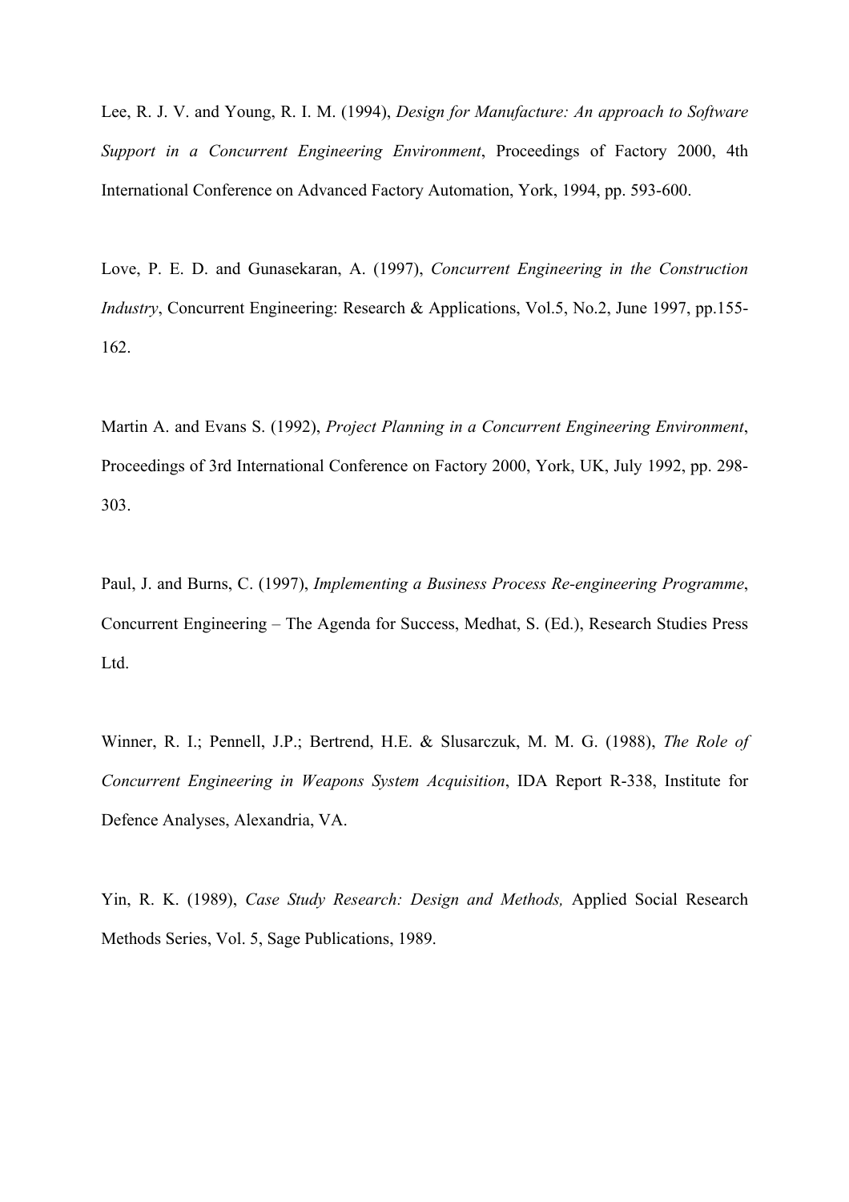Lee, R. J. V. and Young, R. I. M. (1994), *Design for Manufacture: An approach to Software Support in a Concurrent Engineering Environment*, Proceedings of Factory 2000, 4th International Conference on Advanced Factory Automation, York, 1994, pp. 593-600.

Love, P. E. D. and Gunasekaran, A. (1997), *Concurrent Engineering in the Construction Industry*, Concurrent Engineering: Research & Applications, Vol.5, No.2, June 1997, pp.155-162.

Martin A. and Evans S. (1992), *Project Planning in a Concurrent Engineering Environment*, Proceedings of 3rd International Conference on Factory 2000, York, UK, July 1992, pp. 298-303.

Paul, J. and Burns, C. (1997), *Implementing a Business Process Re-engineering Programme*, Concurrent Engineering – The Agenda for Success, Medhat, S. (Ed.), Research Studies Press Ltd.

Winner, R. I.; Pennell, J.P.; Bertrend, H.E. & Slusarczuk, M. M. G. (1988), *The Role of Concurrent Engineering in Weapons System Acquisition*, IDA Report R-338, Institute for Defence Analyses, Alexandria, VA.

Yin, R. K. (1989), *Case Study Research: Design and Methods,* Applied Social Research Methods Series, Vol. 5, Sage Publications, 1989.